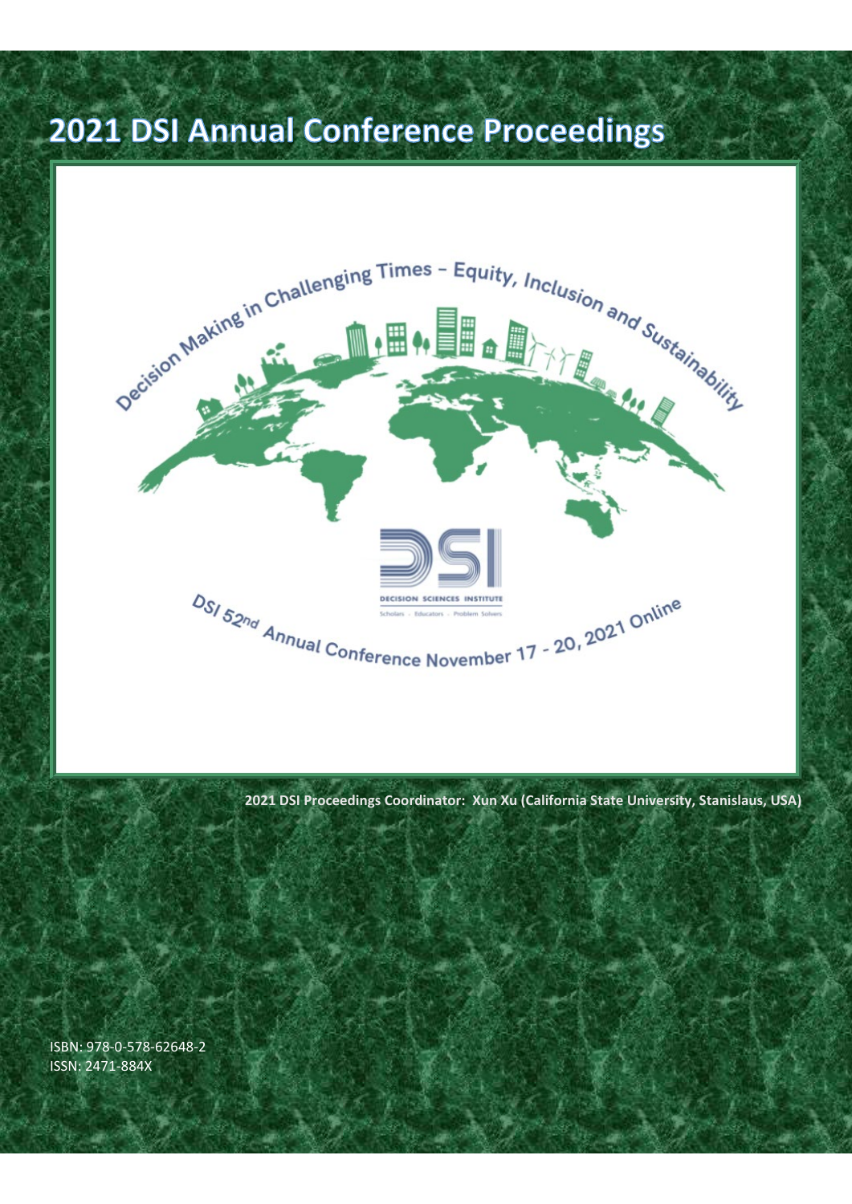# 2021 DSI Annual Conference Proceedings

Decision Making in Challenging Times – Equity, Inclusion and Sustainability

DECISION SCIENCES INSTITUTE

Scholars · Educators · Problem Solvers

DSI 52nd Annual Conference November 17 - 20, 2021 Online

**2021 DSI Proceedings Coordinator: Xun Xu (California State University, Stanislaus, USA)**

ISBN: 978-0-578-62648-2
ISSN: 2471-884X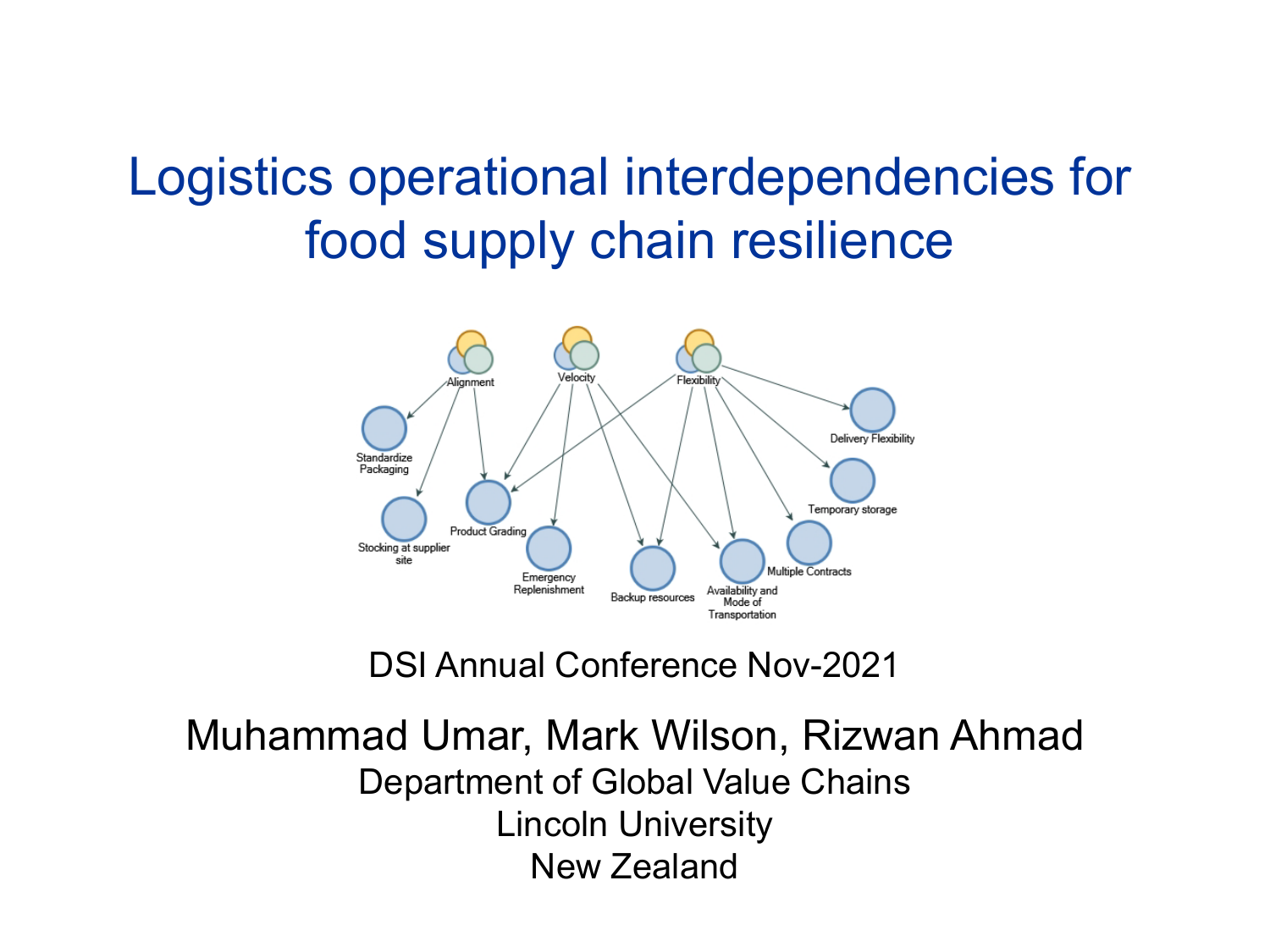# Logistics operational interdependencies for food supply chain resilience

Alignment
Velocity
Flexibility
Standardize Packaging
Stocking at supplier site
Product Grading
Emergency Replenishment
Backup resources
Availability and Mode of Transportation
Multiple Contracts
Temporary storage
Delivery Flexibility

DSI Annual Conference Nov-2021

Muhammad Umar, Mark Wilson, Rizwan Ahmad

Department of Global Value Chains

Lincoln University

New Zealand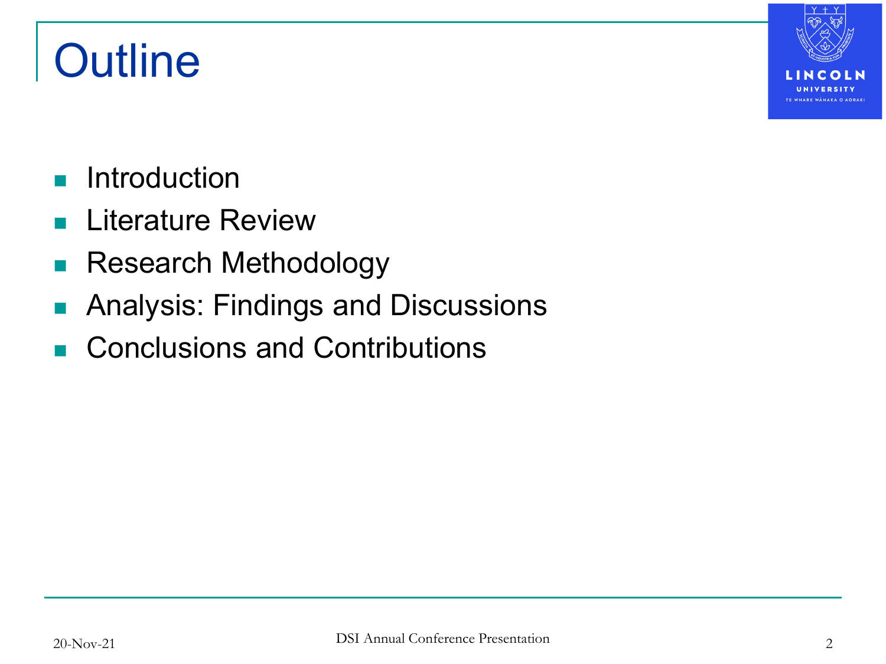# Outline

- Introduction
- Literature Review
- Research Methodology
- Analysis: Findings and Discussions
- Conclusions and Contributions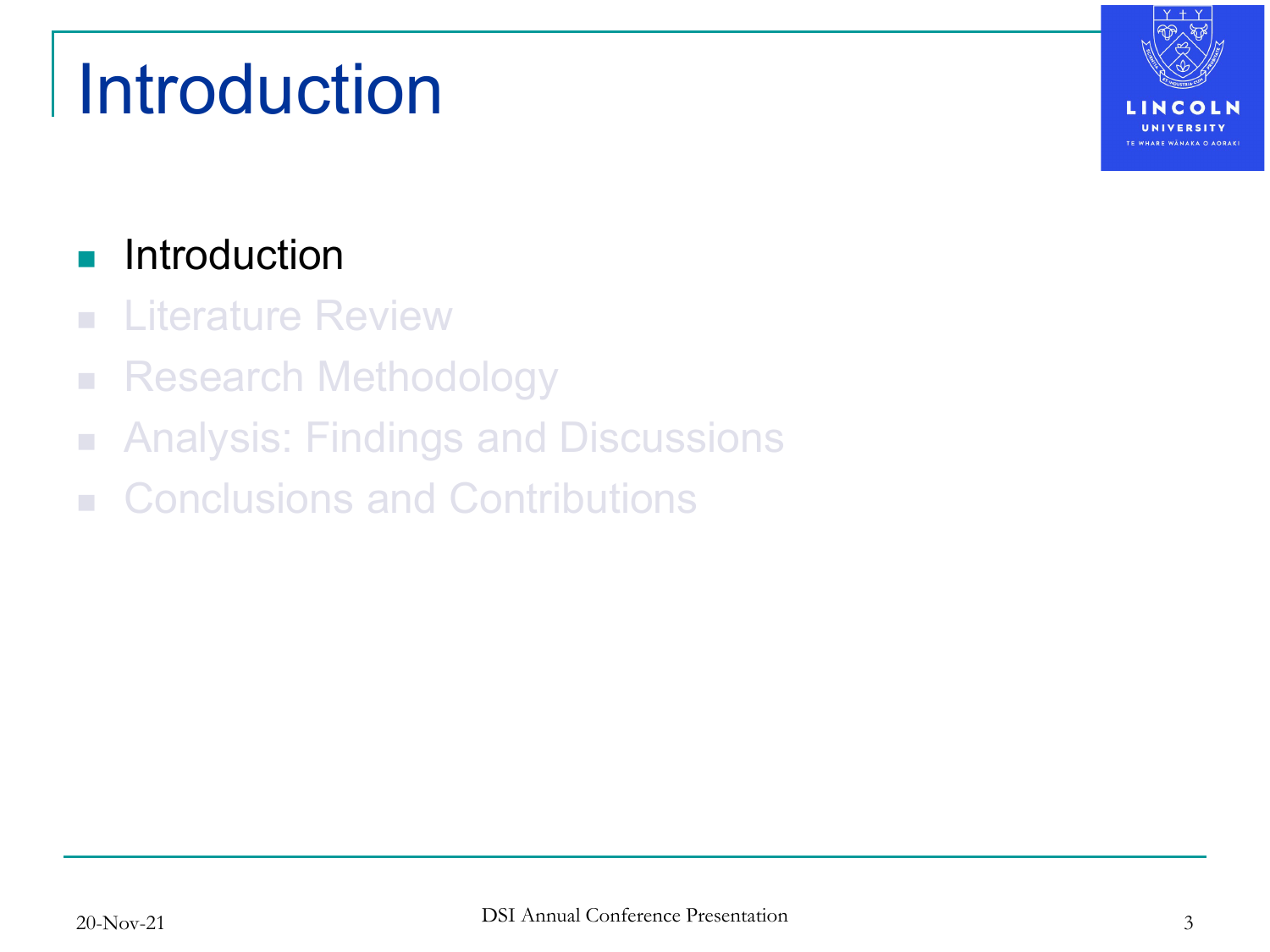# Introduction

- Introduction
- Literature Review
- Research Methodology
- Analysis: Findings and Discussions
- Conclusions and Contributions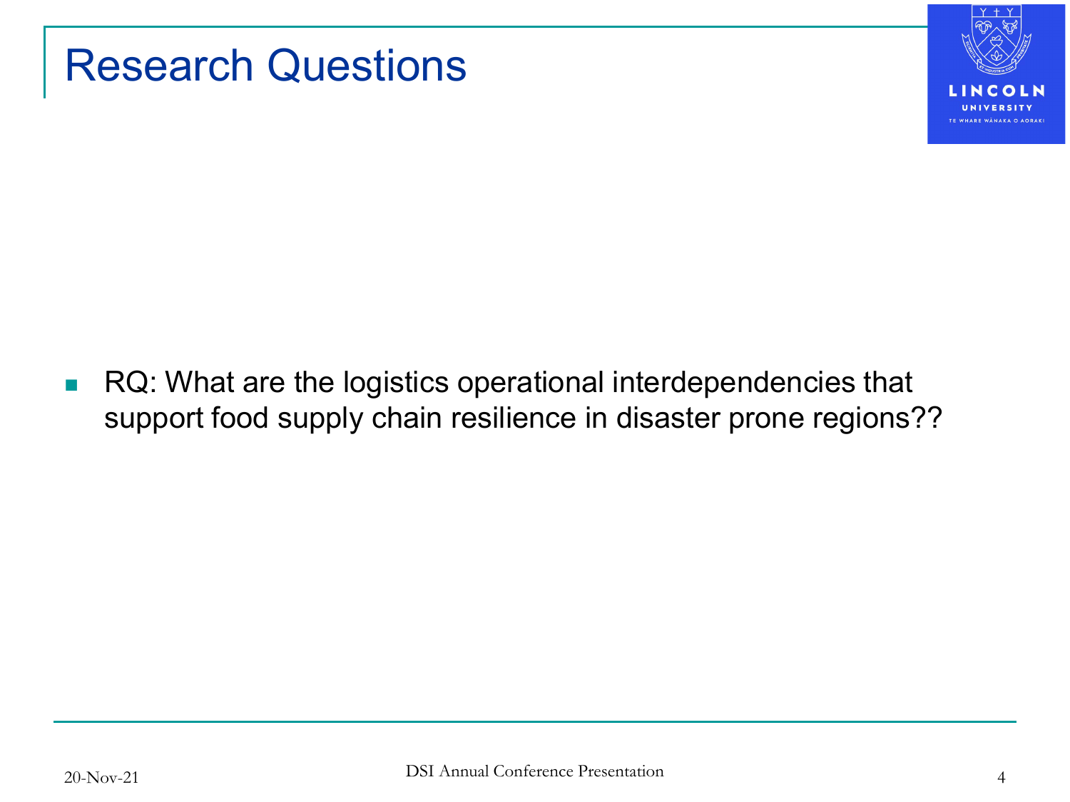# Research Questions

- RQ: What are the logistics operational interdependencies that support food supply chain resilience in disaster prone regions??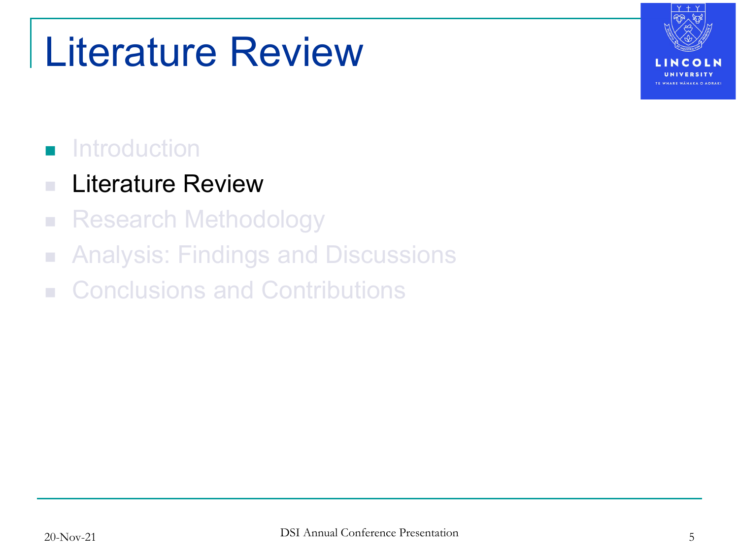# Literature Review

- Introduction
- Literature Review
- Research Methodology
- Analysis: Findings and Discussions
- Conclusions and Contributions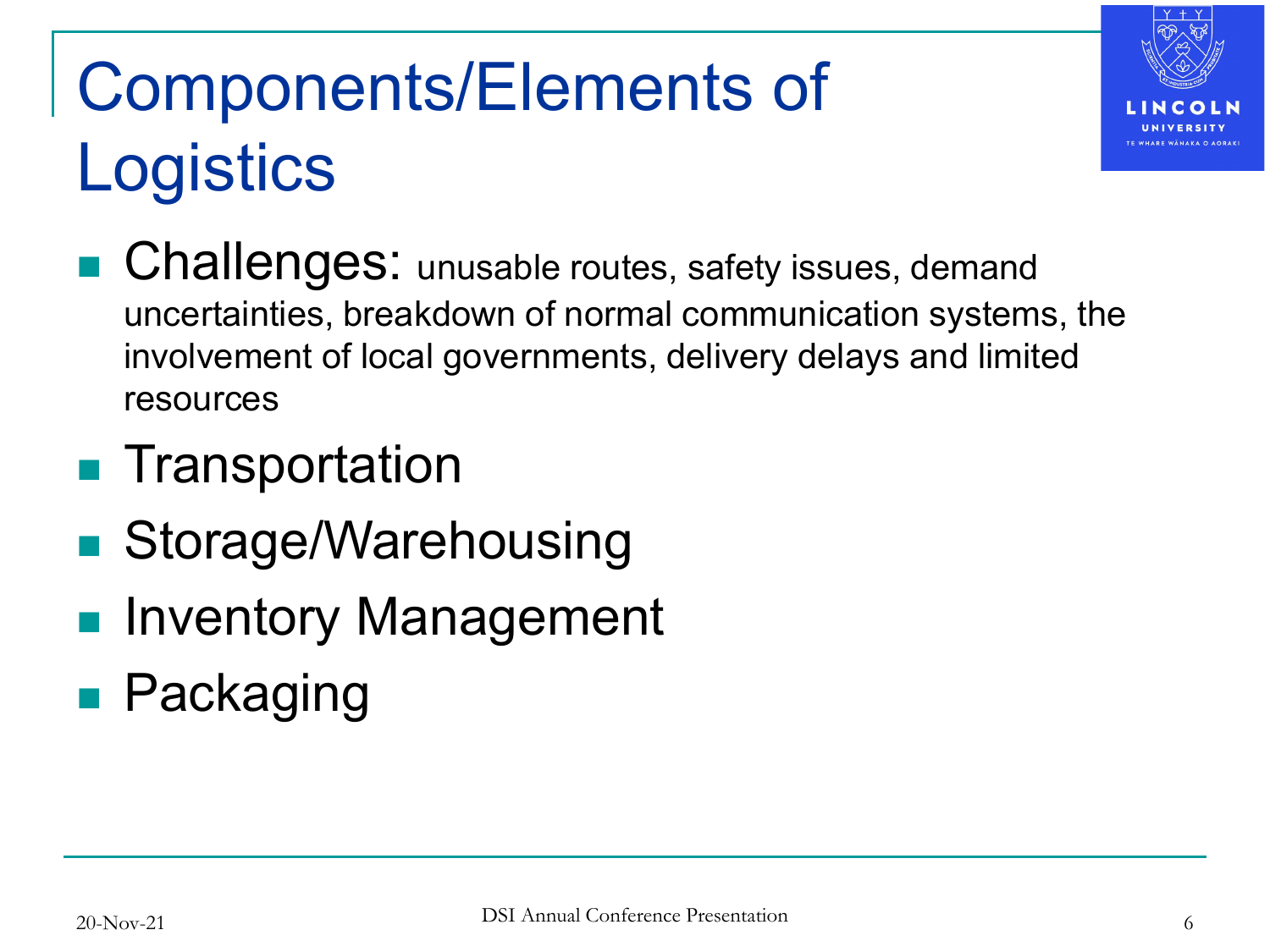# Components/Elements of Logistics

- Challenges: unusable routes, safety issues, demand uncertainties, breakdown of normal communication systems, the involvement of local governments, delivery delays and limited resources
- Transportation
- Storage/Warehousing
- Inventory Management
- Packaging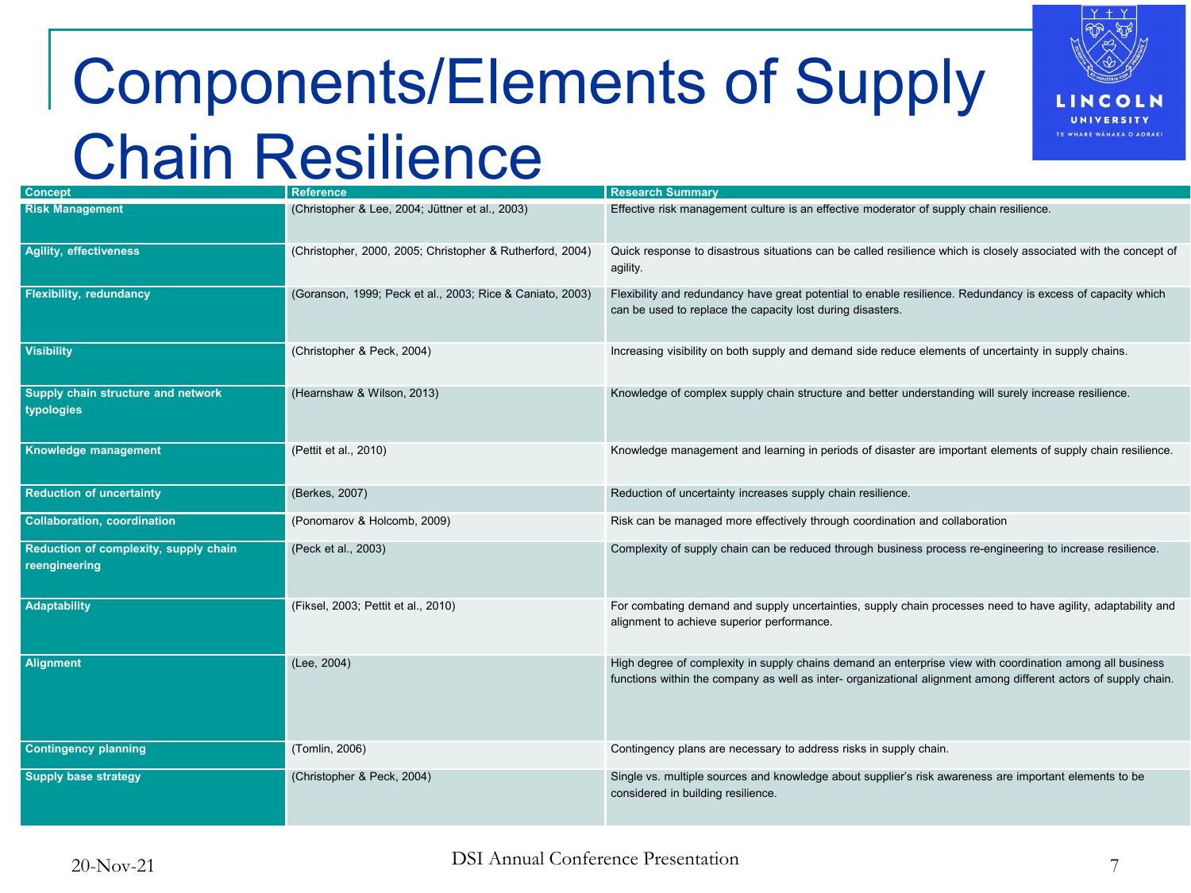# Components/Elements of Supply Chain Resilience

| Concept | Reference | Research Summary |
|---|---|---|
| **Risk Management** | (Christopher & Lee, 2004; Jüttner et al., 2003) | Effective risk management culture is an effective moderator of supply chain resilience. |
| **Agility, effectiveness** | (Christopher, 2000, 2005; Christopher & Rutherford, 2004) | Quick response to disastrous situations can be called resilience which is closely associated with the concept of agility. |
| **Flexibility, redundancy** | (Goranson, 1999; Peck et al., 2003; Rice & Caniato, 2003) | Flexibility and redundancy have great potential to enable resilience. Redundancy is excess of capacity which can be used to replace the capacity lost during disasters. |
| **Visibility** | (Christopher & Peck, 2004) | Increasing visibility on both supply and demand side reduce elements of uncertainty in supply chains. |
| **Supply chain structure and network typologies** | (Hearnshaw & Wilson, 2013) | Knowledge of complex supply chain structure and better understanding will surely increase resilience. |
| **Knowledge management** | (Pettit et al., 2010) | Knowledge management and learning in periods of disaster are important elements of supply chain resilience. |
| **Reduction of uncertainty** | (Berkes, 2007) | Reduction of uncertainty increases supply chain resilience. |
| **Collaboration, coordination** | (Ponomarov & Holcomb, 2009) | Risk can be managed more effectively through coordination and collaboration |
| **Reduction of complexity, supply chain reengineering** | (Peck et al., 2003) | Complexity of supply chain can be reduced through business process re-engineering to increase resilience. |
| **Adaptability** | (Fiksel, 2003; Pettit et al., 2010) | For combating demand and supply uncertainties, supply chain processes need to have agility, adaptability and alignment to achieve superior performance. |
| **Alignment** | (Lee, 2004) | High degree of complexity in supply chains demand an enterprise view with coordination among all business functions within the company as well as inter- organizational alignment among different actors of supply chain. |
| **Contingency planning** | (Tomlin, 2006) | Contingency plans are necessary to address risks in supply chain. |
| **Supply base strategy** | (Christopher & Peck, 2004) | Single vs. multiple sources and knowledge about supplier's risk awareness are important elements to be considered in building resilience. |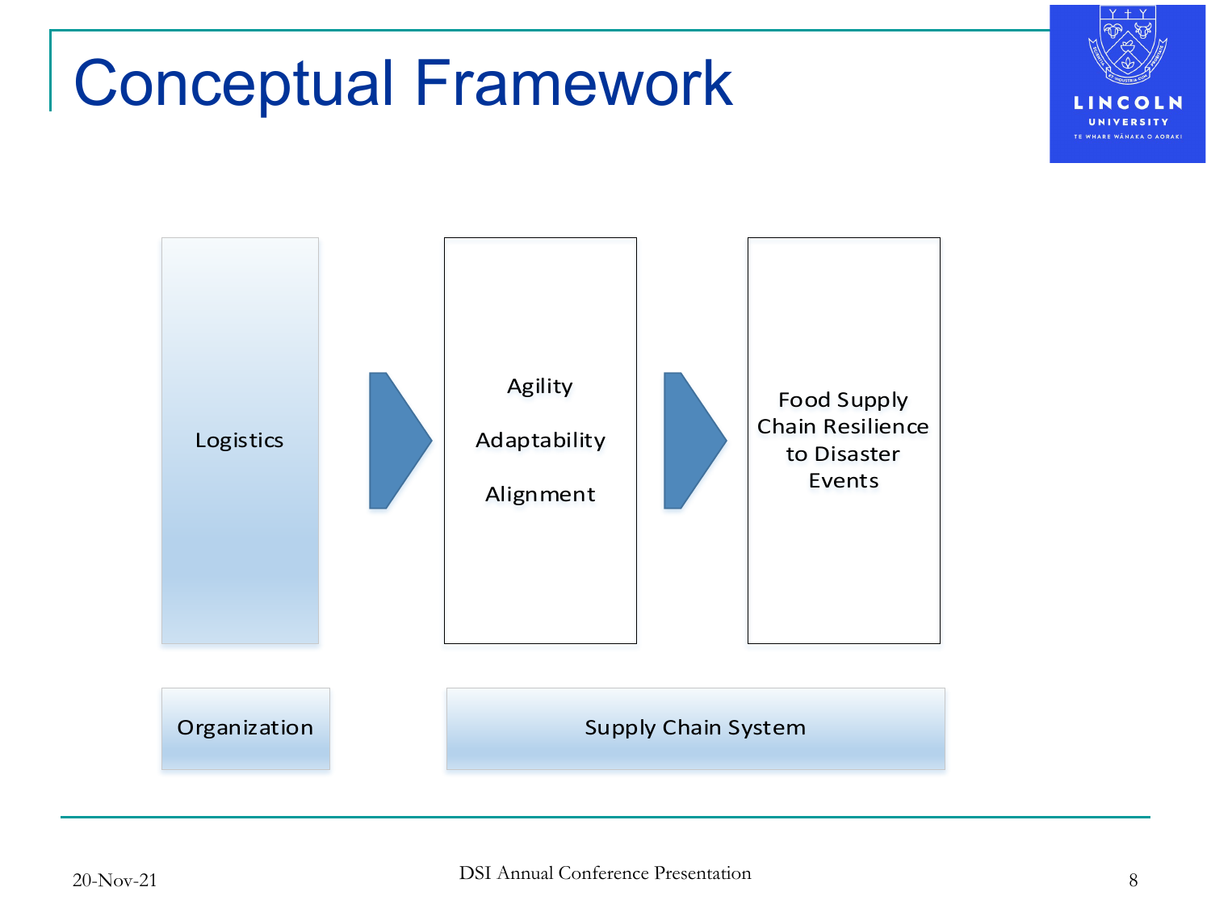# Conceptual Framework

Logistics

Agility

Adaptability

Alignment

Food Supply Chain Resilience to Disaster Events

Organization

Supply Chain System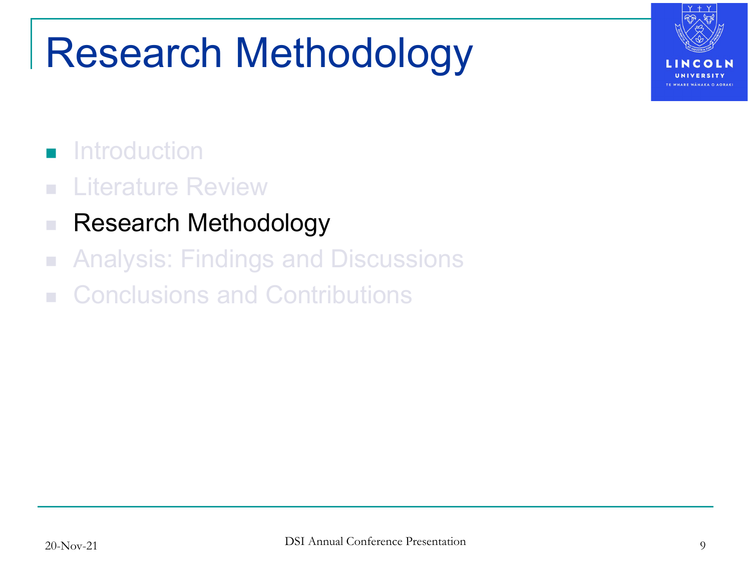# Research Methodology

- Introduction
- Literature Review
- Research Methodology
- Analysis: Findings and Discussions
- Conclusions and Contributions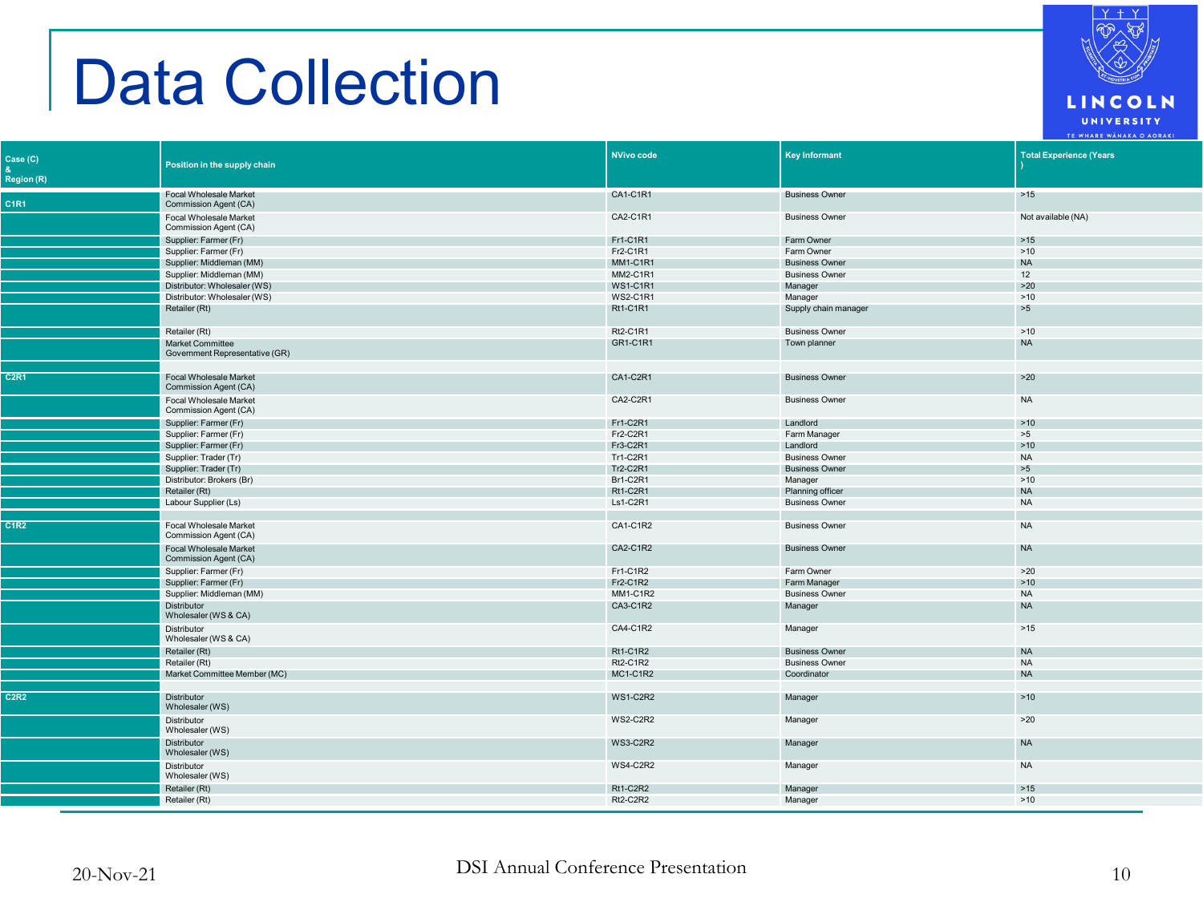# Data Collection

| Case (C) & Region (R) | Position in the supply chain | NVivo code | Key Informant | Total Experience (Years) |
|---|---|---|---|---|
| C1R1 | Focal Wholesale Market Commission Agent (CA) | CA1-C1R1 | Business Owner | >15 |
| | Focal Wholesale Market Commission Agent (CA) | CA2-C1R1 | Business Owner | Not available (NA) |
| | Supplier: Farmer (Fr) | Fr1-C1R1 | Farm Owner | >15 |
| | Supplier: Farmer (Fr) | Fr2-C1R1 | Farm Owner | >10 |
| | Supplier: Middleman (MM) | MM1-C1R1 | Business Owner | NA |
| | Supplier: Middleman (MM) | MM2-C1R1 | Business Owner | 12 |
| | Distributor: Wholesaler (WS) | WS1-C1R1 | Manager | >20 |
| | Distributor: Wholesaler (WS) | WS2-C1R1 | Manager | >10 |
| | Retailer (Rt) | Rt1-C1R1 | Supply chain manager | >5 |
| | Retailer (Rt) | Rt2-C1R1 | Business Owner | >10 |
| | Market Committee Government Representative (GR) | GR1-C1R1 | Town planner | NA |
| C2R1 | Focal Wholesale Market Commission Agent (CA) | CA1-C2R1 | Business Owner | >20 |
| | Focal Wholesale Market Commission Agent (CA) | CA2-C2R1 | Business Owner | NA |
| | Supplier: Farmer (Fr) | Fr1-C2R1 | Landlord | >10 |
| | Supplier: Farmer (Fr) | Fr2-C2R1 | Farm Manager | >5 |
| | Supplier: Farmer (Fr) | Fr3-C2R1 | Landlord | >10 |
| | Supplier: Trader (Tr) | Tr1-C2R1 | Business Owner | NA |
| | Supplier: Trader (Tr) | Tr2-C2R1 | Business Owner | >5 |
| | Distributor: Brokers (Br) | Br1-C2R1 | Manager | >10 |
| | Retailer (Rt) | Rt1-C2R1 | Planning officer | NA |
| | Labour Supplier (Ls) | Ls1-C2R1 | Business Owner | NA |
| C1R2 | Focal Wholesale Market Commission Agent (CA) | CA1-C1R2 | Business Owner | NA |
| | Focal Wholesale Market Commission Agent (CA) | CA2-C1R2 | Business Owner | NA |
| | Supplier: Farmer (Fr) | Fr1-C1R2 | Farm Owner | >20 |
| | Supplier: Farmer (Fr) | Fr2-C1R2 | Farm Manager | >10 |
| | Supplier: Middleman (MM) | MM1-C1R2 | Business Owner | NA |
| | Distributor Wholesaler (WS & CA) | CA3-C1R2 | Manager | NA |
| | Distributor Wholesaler (WS & CA) | CA4-C1R2 | Manager | >15 |
| | Retailer (Rt) | Rt1-C1R2 | Business Owner | NA |
| | Retailer (Rt) | Rt2-C1R2 | Business Owner | NA |
| | Market Committee Member (MC) | MC1-C1R2 | Coordinator | NA |
| C2R2 | Distributor Wholesaler (WS) | WS1-C2R2 | Manager | >10 |
| | Distributor Wholesaler (WS) | WS2-C2R2 | Manager | >20 |
| | Distributor Wholesaler (WS) | WS3-C2R2 | Manager | NA |
| | Distributor Wholesaler (WS) | WS4-C2R2 | Manager | NA |
| | Retailer (Rt) | Rt1-C2R2 | Manager | >15 |
| | Retailer (Rt) | Rt2-C2R2 | Manager | >10 |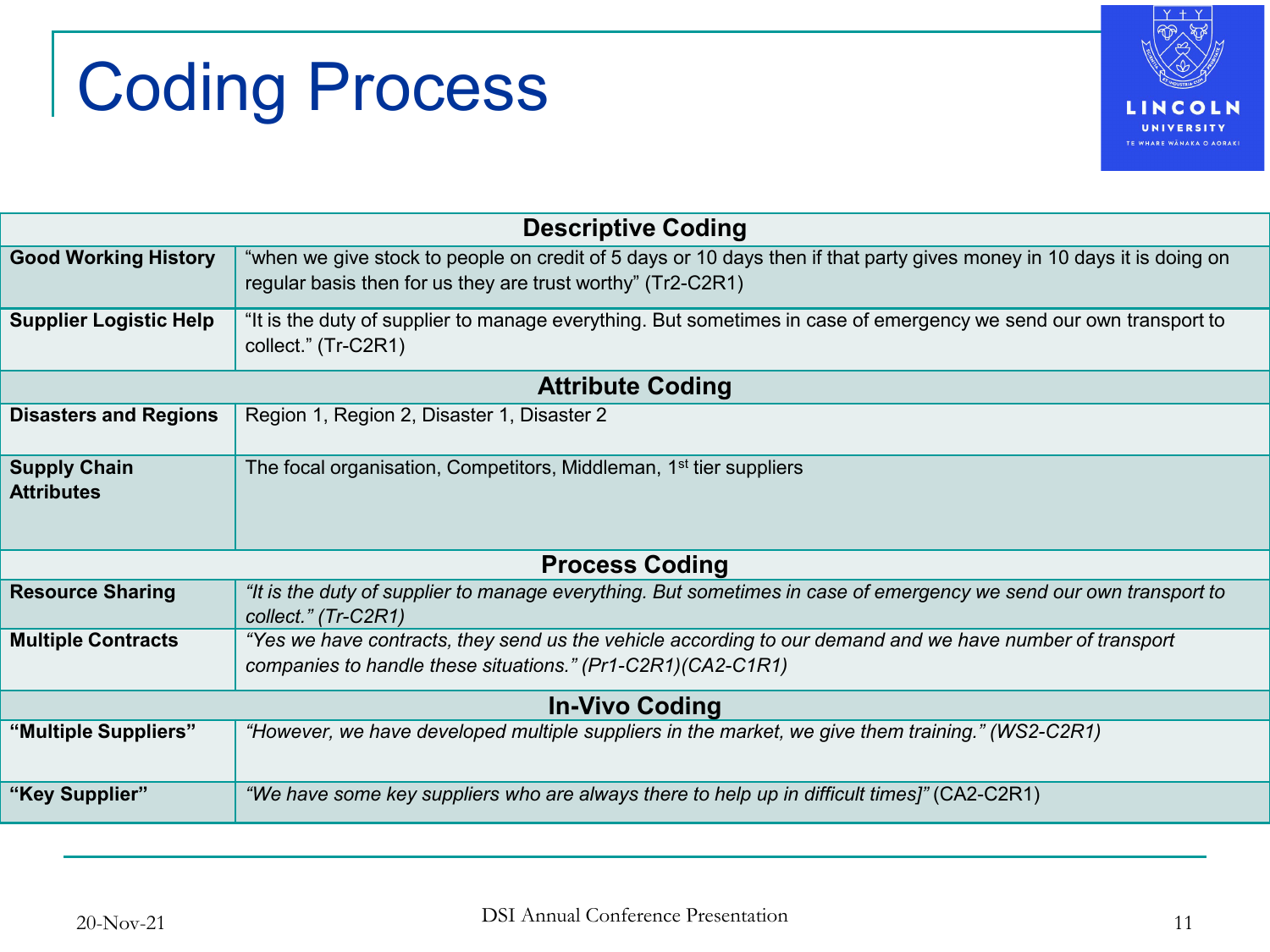# Coding Process

| Descriptive Coding | |
|---|---|
| **Good Working History** | "when we give stock to people on credit of 5 days or 10 days then if that party gives money in 10 days it is doing on regular basis then for us they are trust worthy" (Tr2-C2R1) |
| **Supplier Logistic Help** | "It is the duty of supplier to manage everything. But sometimes in case of emergency we send our own transport to collect." (Tr-C2R1) |
| **Attribute Coding** | |
| **Disasters and Regions** | Region 1, Region 2, Disaster 1, Disaster 2 |
| **Supply Chain Attributes** | The focal organisation, Competitors, Middleman, 1st tier suppliers |
| **Process Coding** | |
| **Resource Sharing** | *"It is the duty of supplier to manage everything. But sometimes in case of emergency we send our own transport to collect." (Tr-C2R1)* |
| **Multiple Contracts** | *"Yes we have contracts, they send us the vehicle according to our demand and we have number of transport companies to handle these situations." (Pr1-C2R1)(CA2-C1R1)* |
| **In-Vivo Coding** | |
| **"Multiple Suppliers"** | *"However, we have developed multiple suppliers in the market, we give them training." (WS2-C2R1)* |
| **"Key Supplier"** | *"We have some key suppliers who are always there to help up in difficult times]"* (CA2-C2R1) |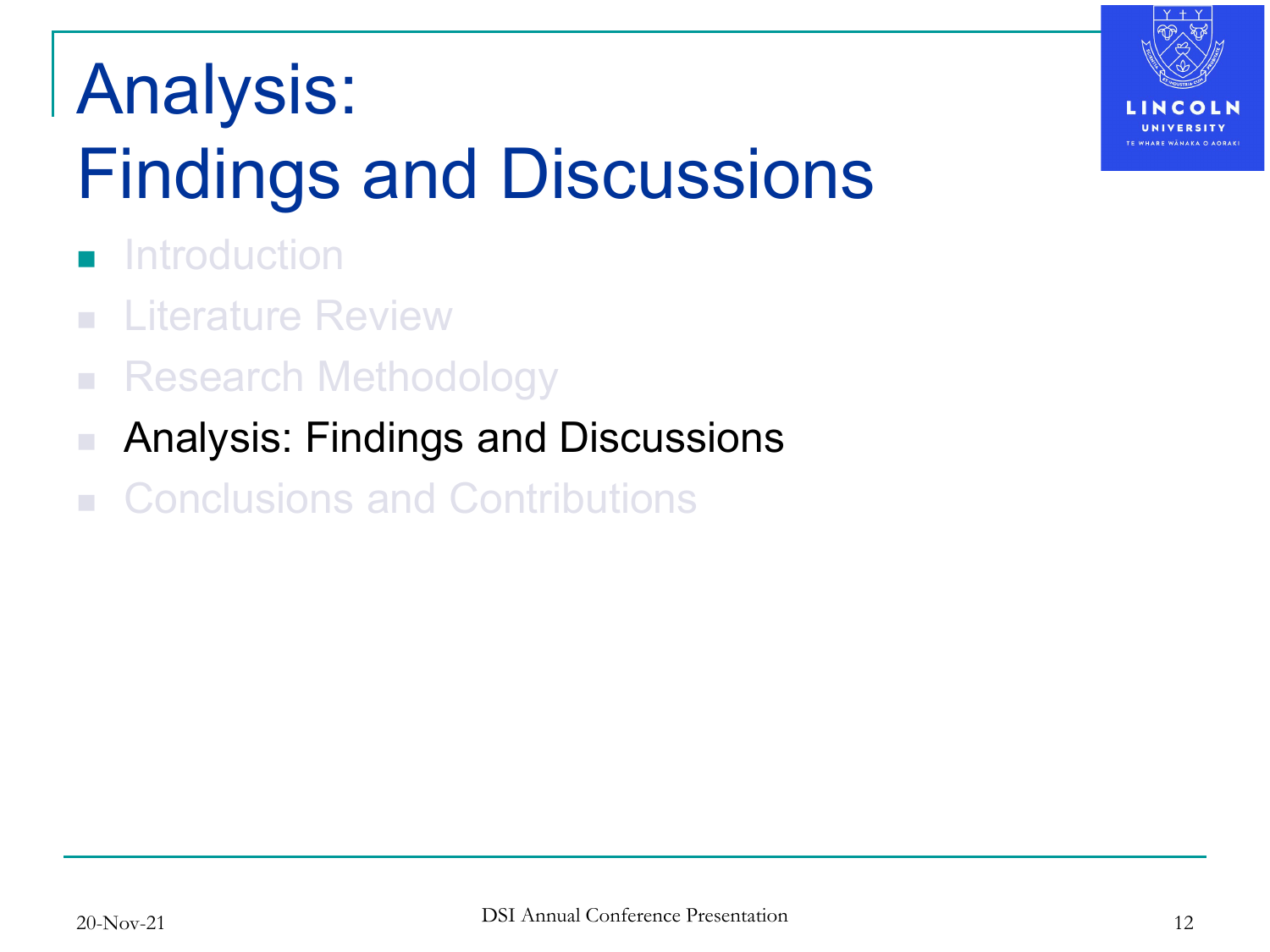# Analysis: Findings and Discussions

- Introduction
- Literature Review
- Research Methodology
- Analysis: Findings and Discussions
- Conclusions and Contributions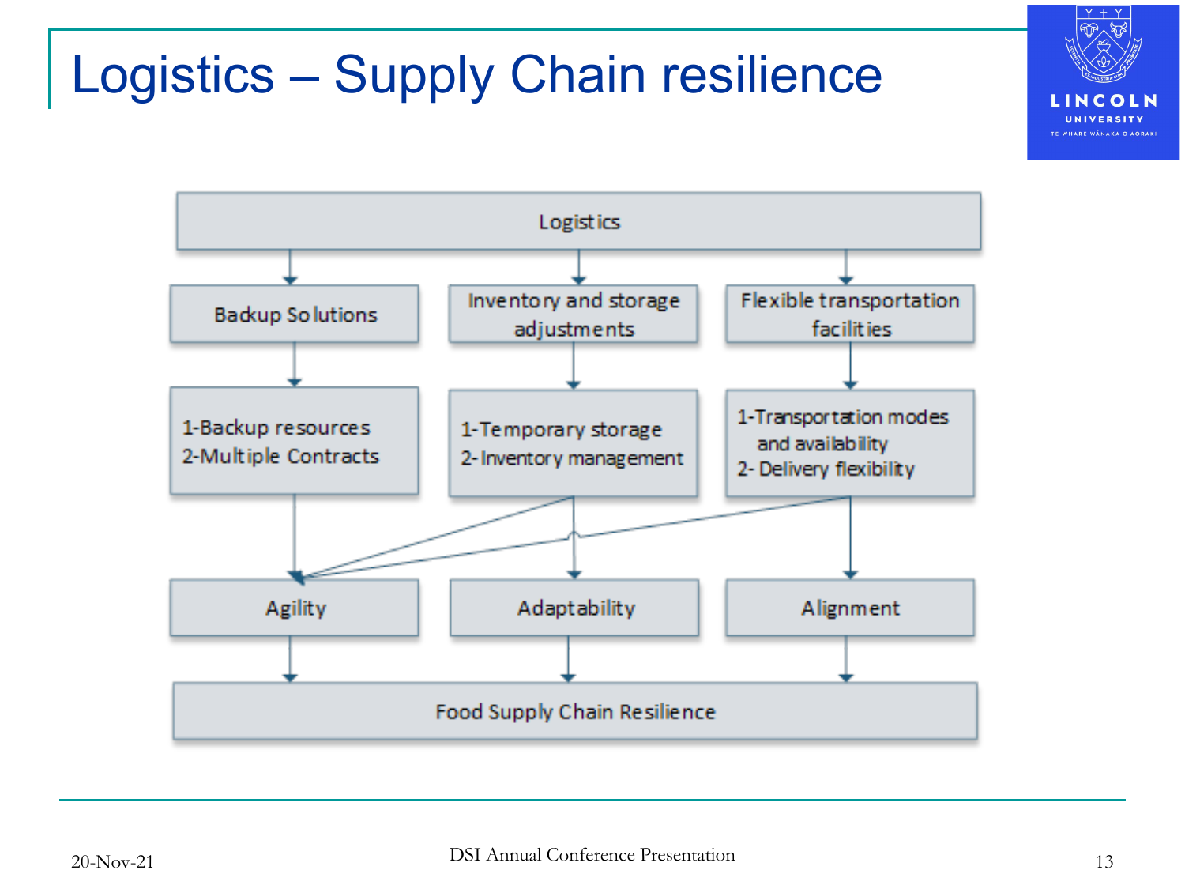# Logistics – Supply Chain resilience

Logistics

- Backup Solutions
  - 1-Backup resources
  - 2-Multiple Contracts
- Inventory and storage adjustments
  - 1-Temporary storage
  - 2-Inventory management
- Flexible transportation facilities
  - 1-Transportation modes and availability
  - 2- Delivery flexibility

Agility | Adaptability | Alignment

Food Supply Chain Resilience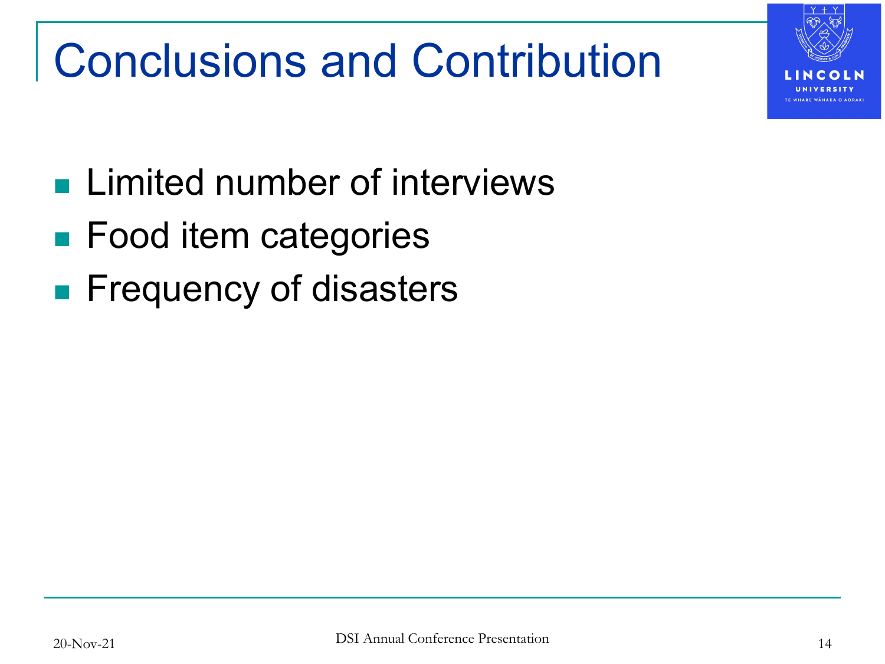# Conclusions and Contribution

- Limited number of interviews
- Food item categories
- Frequency of disasters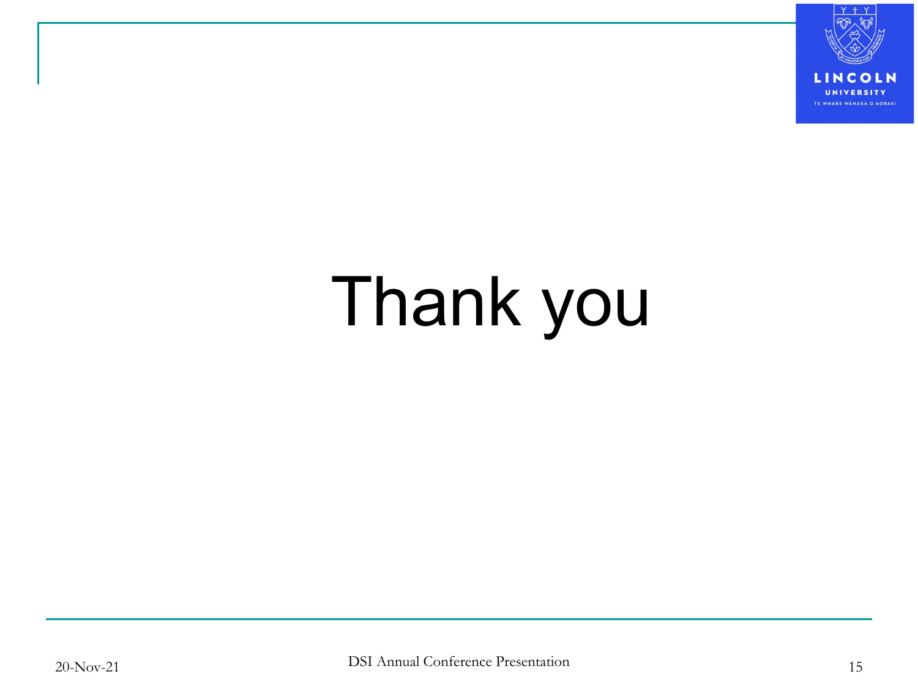# Thank you